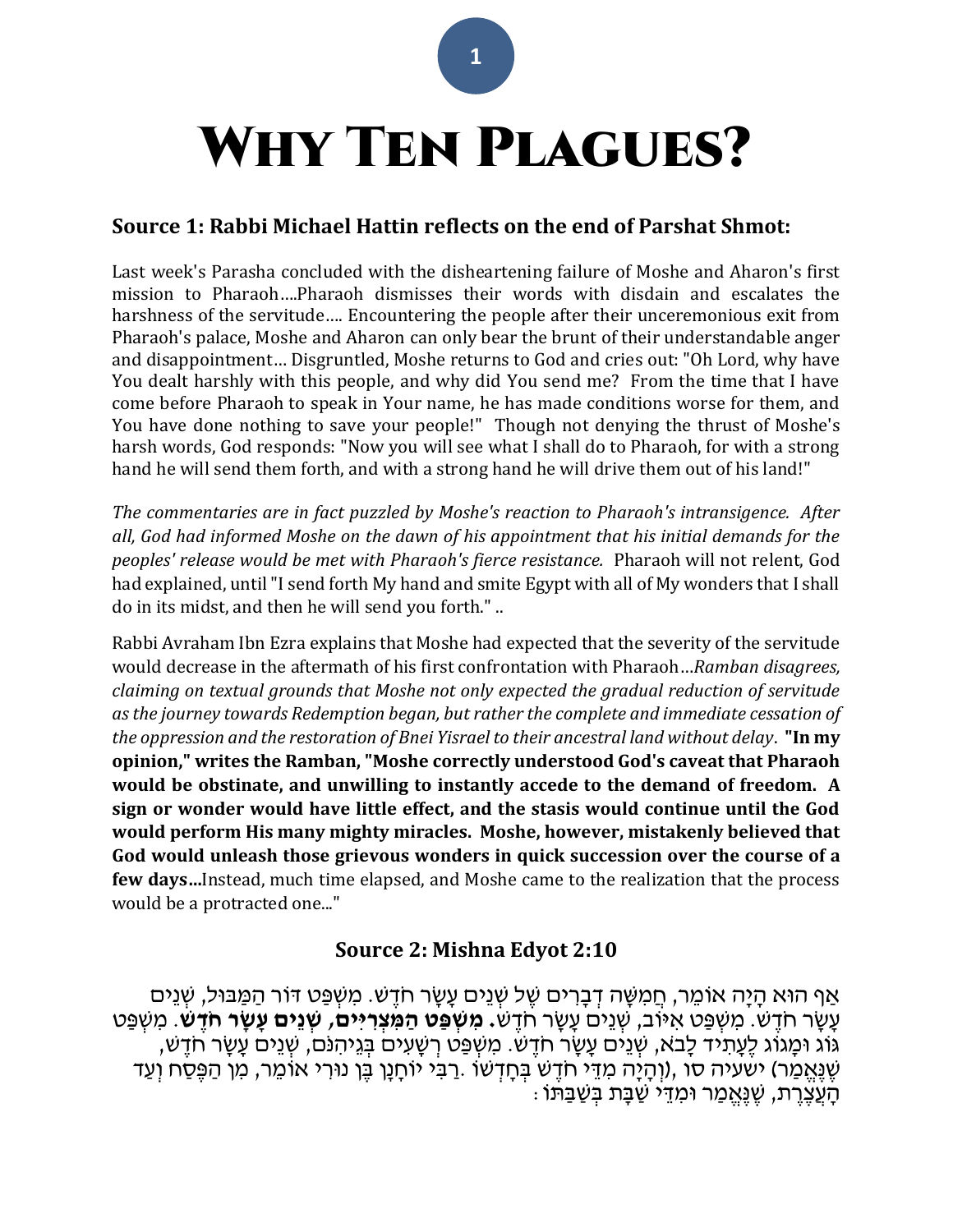# Why Ten Plagues?

## Source 1: Rabbi Michael Hattin reflects on the end of Parshat Shmot:

Last week's Parasha concluded with the disheartening failure of Moshe and Aharon's first mission to Pharaoh….Pharaoh dismisses their words with disdain and escalates the harshness of the servitude…. Encountering the people after their unceremonious exit from Pharaoh's palace, Moshe and Aharon can only bear the brunt of their understandable anger and disappointment… Disgruntled, Moshe returns to God and cries out: "Oh Lord, why have You dealt harshly with this people, and why did You send me? From the time that I have come before Pharaoh to speak in Your name, he has made conditions worse for them, and You have done nothing to save your people!" Though not denying the thrust of Moshe's harsh words, God responds: "Now you will see what I shall do to Pharaoh, for with a strong hand he will send them forth, and with a strong hand he will drive them out of his land!"

*The commentaries are in fact puzzled by Moshe's reaction to Pharaoh's intransigence. After all, God had informed Moshe on the dawn of his appointment that his initial demands for the peoples' release would be met with Pharaoh's fierce resistance.* Pharaoh will not relent, God had explained, until "I send forth My hand and smite Egypt with all of My wonders that I shall do in its midst, and then he will send you forth." ..

Rabbi Avraham Ibn Ezra explains that Moshe had expected that the severity of the servitude would decrease in the aftermath of his first confrontation with Pharaoh…*Ramban disagrees, claiming on textual grounds that Moshe not only expected the gradual reduction of servitude as the journey towards Redemption began, but rather the complete and immediate cessation of the oppression and the restoration of Bnei Yisrael to their ancestral land without delay*. **"In my opinion," writes the Ramban, "Moshe correctly understood God's caveat that Pharaoh would be obstinate, and unwilling to instantly accede to the demand of freedom. A sign or wonder would have little effect, and the stasis would continue until the God would perform His many mighty miracles. Moshe, however, mistakenly believed that God would unleash those grievous wonders in quick succession over the course of a few days…**Instead, much time elapsed, and Moshe came to the realization that the process would be a protracted one..."

## Source 2: Mishna Edyot 2:10

אַף הוּא הָיָה אוֹמֵר, חֲמִשָּׁה דְבָרִים שֶׁל שְׁנֵים עָשָׂר חֹדֶשׁ. מִשְׁפַּט דּוֹר הַמַּבּוּל, שְׁנֵים עָשָׂר חֹדֶשׁ. מִשְׁפַּט אִיּוֹב, שְׁנֵים עָשָׂר חֹדֶשׁ. **מִשְׁפַּט הַמִּצְרִיִּים, שְׁנֵים עָשָׂר חֹדֶשׁ**. מִשְׁפַּט גּוֹג וּמָגוֹג לֶעָתִיד לָבֹא, שְׁנֵים עָשָׂר חֹדֶשׁ. מִשְׁפַּט רְשָׁעִים בְּגֵיהִנֹּם, שְׁנֵים עָשָׂר חֹדֶשׁ, שֶׁנֶּאֱמַר) ישעיה סו ,(וְהָיָה מִדֵּי חֹדֶשׁ בְּחָדְשׁוֹ .רַבִּי יוֹחָנָן בֶּן נוּרִי אוֹמֵר, מִן הַפֶּסַח וְעַד הָעֲצֶרֶת, שֶׁנֶּאֱמַר וּמִדֵּי שַׁבָּת בְּשַׁבַּתּוֹ :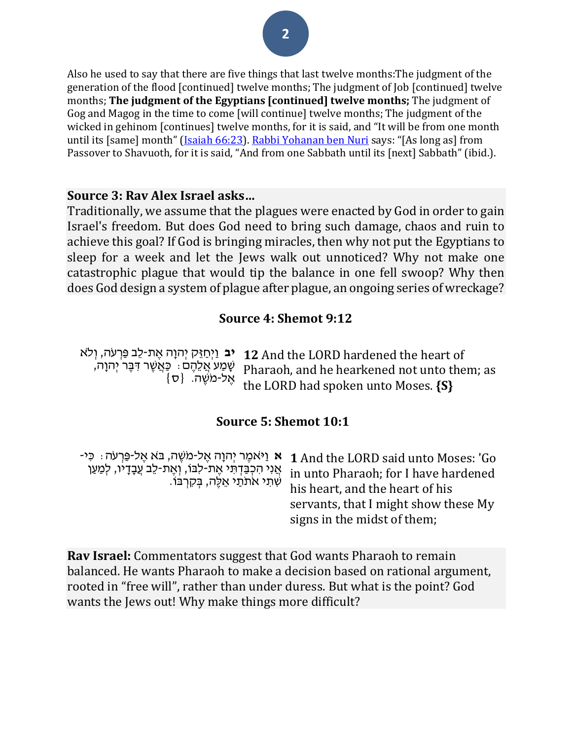Also he used to say that there are five things that last twelve months:The judgment of the generation of the flood [continued] twelve months; The judgment of Job [continued] twelve months; **The judgment of the Egyptians [continued] twelve months;** The judgment of Gog and Magog in the time to come [will continue] twelve months; The judgment of the wicked in gehinom [continues] twelve months, for it is said, and "It will be from one month until its [same] month" (Isaiah 66:23). Rabbi Yohanan ben Nuri says: "[As long as] from Passover to Shavuoth, for it is said, "And from one Sabbath until its [next] Sabbath" (ibid.).

## Source 3: Rav Alex Israel asks…

Traditionally, we assume that the plagues were enacted by God in order to gain Israel's freedom. But does God need to bring such damage, chaos and ruin to achieve this goal? If God is bringing miracles, then why not put the Egyptians to sleep for a week and let the Jews walk out unnoticed? Why not make one catastrophic plague that would tip the balance in one fell swoop? Why then does God design a system of plague after plague, an ongoing series of wreckage?

## Source 4: Shemot 9:12

**יב** וַיְחַזֵּק יְהוָה אֶת-לֵב פַּרְעֹה, וְלֹא שָׁמַע אֲלֵהֶם: כַּאֲשֶׁר דִּבֶּר יְהוָה, אֶל-מֹשֶׁה. {ס}

**12** And the LORD hardened the heart of Pharaoh, and he hearkened not unto them; as the LORD had spoken unto Moses. **{S}**

## Source 5: Shemot 10:1

**א** וַיֹּאמֶר יְהוָה אֶל-מֹשֶׁה, בֹּא אֶל-פַּרְעֹה: כִּי-אֲנִי הִכְבַּדְתִּי אֶת-לִבּוֹ, וְאֶת-לֵב עֲבָדָיו, לְמַעַן שִׁתִי אֹתֹתַי אֵלֶּה, בְּקִרְבּוֹ.

**1** And the LORD said unto Moses: 'Go in unto Pharaoh; for I have hardened his heart, and the heart of his servants, that I might show these My signs in the midst of them;

**Rav Israel:** Commentators suggest that God wants Pharaoh to remain balanced. He wants Pharaoh to make a decision based on rational argument, rooted in "free will", rather than under duress. But what is the point? God wants the Jews out! Why make things more difficult?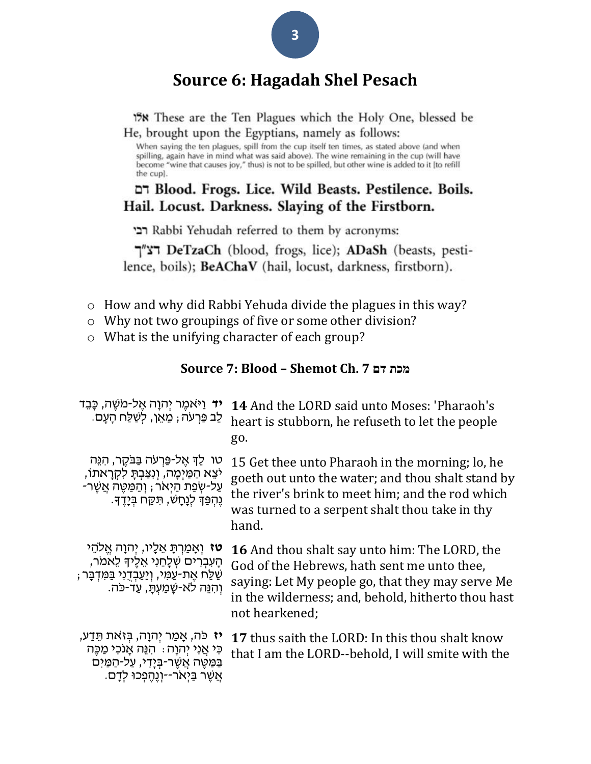## Source 6: Hagadah Shel Pesach

אלו These are the Ten Plagues which the Holy One, blessed be He, brought upon the Egyptians, namely as follows:

When saying the ten plagues, spill from the cup itself ten times, as stated above (and when spilling, again have in mind what was said above). The wine remaining in the cup (will have become "wine that causes joy," thus) is not to be spilled, but other wine is added to it [to refill the cup].

**דם Blood. Frogs. Lice. Wild Beasts. Pestilence. Boils. Hail. Locust. Darkness. Slaying of the Firstborn.**

רבי Rabbi Yehudah referred to them by acronyms:

דצ"ך **DeTzaCh** (blood, frogs, lice); **ADaSh** (beasts, pestilence, boils); **BeAChaV** (hail, locust, darkness, firstborn).

- How and why did Rabbi Yehuda divide the plagues in this way?
- Why not two groupings of five or some other division?
- What is the unifying character of each group?

### Source 7: Blood – Shemot Ch. 7 מכת דם

| | |
|---|---|
| **יד** וַיֹּאמֶר יְהוָה אֶל-מֹשֶׁה, כָּבֵד לֵב פַּרְעֹה; מֵאֵן, לְשַׁלַּח הָעָם. | **14** And the LORD said unto Moses: 'Pharaoh's heart is stubborn, he refuseth to let the people go. |
| טו לֵךְ אֶל-פַּרְעֹה בַּבֹּקֶר, הִנֵּה יֹצֵא הַמַּיְמָה, וְנִצַּבְתָּ לִקְרָאתוֹ, עַל-שְׂפַת הַיְאֹר; וְהַמַּטֶּה אֲשֶׁר-נֶהְפַּךְ לְנָחָשׁ, תִּקַּח בְּיָדֶךָ. | 15 Get thee unto Pharaoh in the morning; lo, he goeth out unto the water; and thou shalt stand by the river's brink to meet him; and the rod which was turned to a serpent shalt thou take in thy hand. |
| **טז** וְאָמַרְתָּ אֵלָיו, יְהוָה אֱלֹהֵי הָעִבְרִים שְׁלָחַנִי אֵלֶיךָ לֵאמֹר, שַׁלַּח אֶת-עַמִּי, וְיַעַבְדֻנִי בַּמִּדְבָּר; וְהִנֵּה לֹא-שָׁמַעְתָּ, עַד-כֹּה. | **16** And thou shalt say unto him: The LORD, the God of the Hebrews, hath sent me unto thee, saying: Let My people go, that they may serve Me in the wilderness; and, behold, hitherto thou hast not hearkened; |
| **יז** כֹּה, אָמַר יְהוָה, בְּזֹאת תֵּדַע, כִּי אֲנִי יְהוָה: הִנֵּה אָנֹכִי מַכֶּה בַּמַּטֶּה אֲשֶׁר-בְּיָדִי, עַל-הַמַּיִם אֲשֶׁר בַּיְאֹר--וְנֶהֶפְכוּ לְדָם. | **17** thus saith the LORD: In this thou shalt know that I am the LORD--behold, I will smite with the |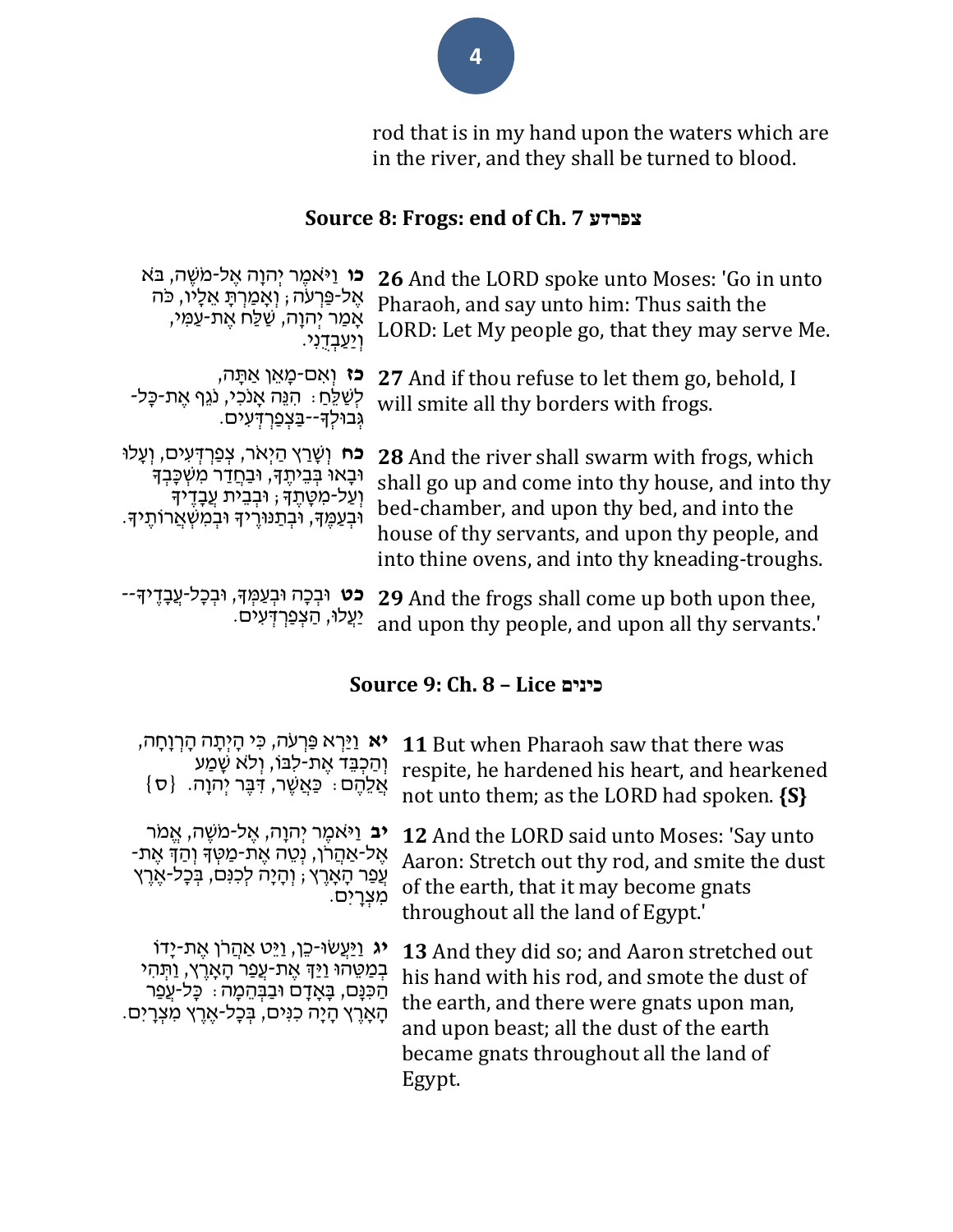rod that is in my hand upon the waters which are in the river, and they shall be turned to blood.

## Source 8: Frogs: end of Ch. 7 צפרדע

| | |
|---|---|
| **כו** וַיֹּאמֶר יְהוָה אֶל-מֹשֶׁה, בֹּא אֶל-פַּרְעֹה; וְאָמַרְתָּ אֵלָיו, כֹּה אָמַר יְהוָה, שַׁלַּח אֶת-עַמִּי, וְיַעַבְדֻנִי. | **26** And the LORD spoke unto Moses: 'Go in unto Pharaoh, and say unto him: Thus saith the LORD: Let My people go, that they may serve Me. |
| **כז** וְאִם-מָאֵן אַתָּה, לְשַׁלֵּחַ: הִנֵּה אָנֹכִי, נֹגֵף אֶת-כָּל-גְּבוּלְךָ--בַּצְפַרְדְּעִים. | **27** And if thou refuse to let them go, behold, I will smite all thy borders with frogs. |
| **כח** וְשָׁרַץ הַיְאֹר, צְפַרְדְּעִים, וְעָלוּ וּבָאוּ בְּבֵיתֶךָ, וּבַחֲדַר מִשְׁכָּבְךָ וְעַל-מִטָּתֶךָ; וּבְבֵית עֲבָדֶיךָ וּבְעַמֶּךָ, וּבְתַנּוּרֶיךָ וּבְמִשְׁאֲרוֹתֶיךָ. | **28** And the river shall swarm with frogs, which shall go up and come into thy house, and into thy bed-chamber, and upon thy bed, and into the house of thy servants, and upon thy people, and into thine ovens, and into thy kneading-troughs. |
| **כט** וּבְכָה וּבְעַמְּךָ, וּבְכָל-עֲבָדֶיךָ--יַעֲלוּ, הַצְפַרְדְּעִים. | **29** And the frogs shall come up both upon thee, and upon thy people, and upon all thy servants.' |

## Source 9: Ch. 8 – Lice כינים

| | |
|---|---|
| **יא** וַיַּרְא פַּרְעֹה, כִּי הָיְתָה הָרְוָחָה, וְהַכְבֵּד אֶת-לִבּוֹ, וְלֹא שָׁמַע אֲלֵהֶם: כַּאֲשֶׁר, דִּבֶּר יְהוָה. {ס} | **11** But when Pharaoh saw that there was respite, he hardened his heart, and hearkened not unto them; as the LORD had spoken. **{S}** |
| **יב** וַיֹּאמֶר יְהוָה, אֶל-מֹשֶׁה, אֱמֹר אֶל-אַהֲרֹן, נְטֵה אֶת-מַטְּךָ וְהַךְ אֶת-עֲפַר הָאָרֶץ; וְהָיָה לְכִנִּם, בְּכָל-אֶרֶץ מִצְרָיִם. | **12** And the LORD said unto Moses: 'Say unto Aaron: Stretch out thy rod, and smite the dust of the earth, that it may become gnats throughout all the land of Egypt.' |
| **יג** וַיַּעֲשׂוּ-כֵן, וַיֵּט אַהֲרֹן אֶת-יָדוֹ בְמַטֵּהוּ וַיַּךְ אֶת-עֲפַר הָאָרֶץ, וַתְּהִי הַכִּנָּם, בָּאָדָם וּבַבְּהֵמָה: כָּל-עֲפַר הָאָרֶץ הָיָה כִנִּים, בְּכָל-אֶרֶץ מִצְרָיִם. | **13** And they did so; and Aaron stretched out his hand with his rod, and smote the dust of the earth, and there were gnats upon man, and upon beast; all the dust of the earth became gnats throughout all the land of Egypt. |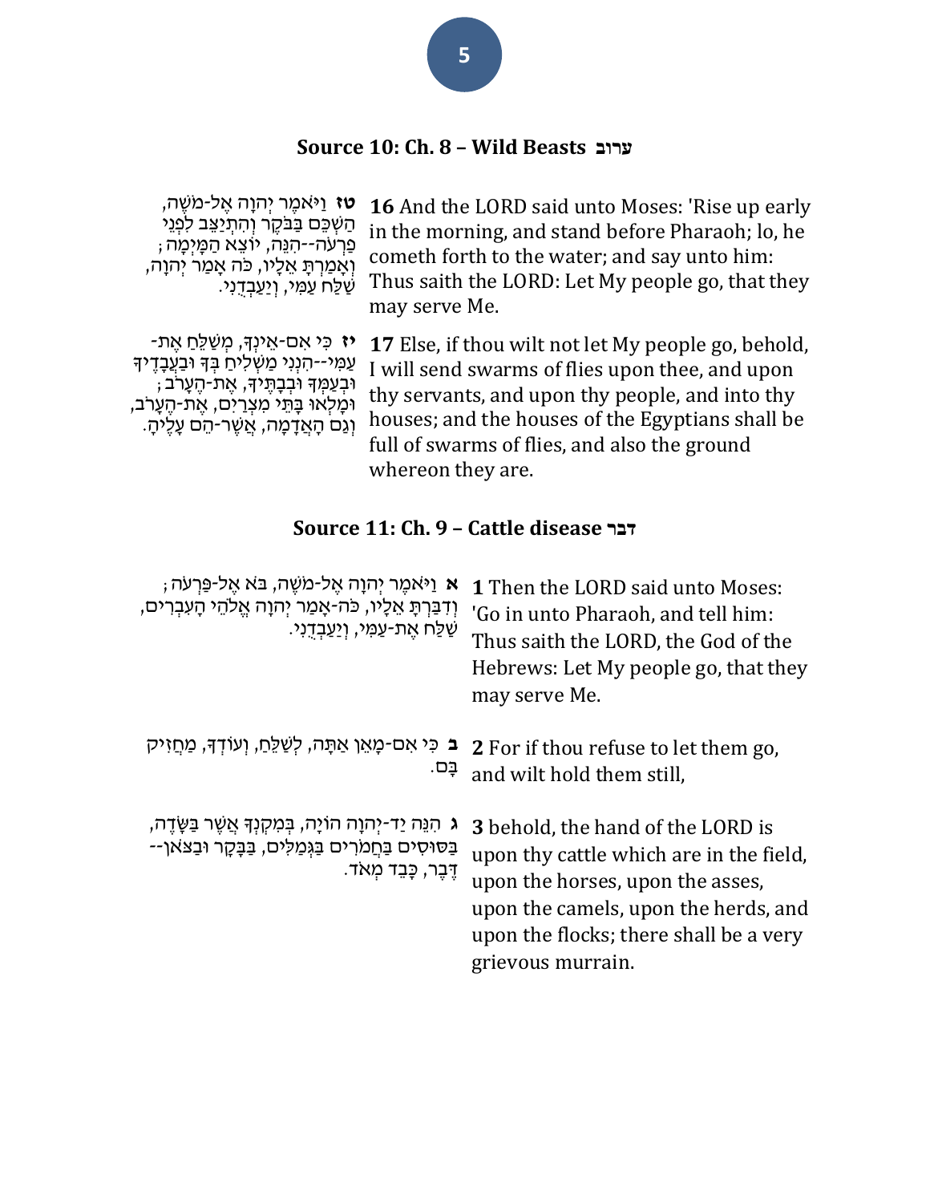## Source 10: Ch. 8 – Wild Beasts ערוב

| | |
|---|---|
| **טז** וַיֹּאמֶר יְהוָה אֶל-מֹשֶׁה, הַשְׁכֵּם בַּבֹּקֶר וְהִתְיַצֵּב לִפְנֵי פַרְעֹה--הִנֵּה, יוֹצֵא הַמָּיְמָה; וְאָמַרְתָּ אֵלָיו, כֹּה אָמַר יְהוָה, שַׁלַּח עַמִּי, וְיַעַבְדֻנִי. | **16** And the LORD said unto Moses: 'Rise up early in the morning, and stand before Pharaoh; lo, he cometh forth to the water; and say unto him: Thus saith the LORD: Let My people go, that they may serve Me. |
| **יז** כִּי אִם-אֵינְךָ, מְשַׁלֵּחַ אֶת-עַמִּי--הִנְנִי מַשְׁלִיחַ בְּךָ וּבַעֲבָדֶיךָ וּבְעַמְּךָ וּבְבָתֶּיךָ, אֶת-הֶעָרֹב; וּמָלְאוּ בָּתֵּי מִצְרַיִם, אֶת-הֶעָרֹב, וְגַם הָאֲדָמָה, אֲשֶׁר-הֵם עָלֶיהָ. | **17** Else, if thou wilt not let My people go, behold, I will send swarms of flies upon thee, and upon thy servants, and upon thy people, and into thy houses; and the houses of the Egyptians shall be full of swarms of flies, and also the ground whereon they are. |

## Source 11: Ch. 9 – Cattle disease דבר

| | |
|---|---|
| **א** וַיֹּאמֶר יְהוָה אֶל-מֹשֶׁה, בֹּא אֶל-פַּרְעֹה; וְדִבַּרְתָּ אֵלָיו, כֹּה-אָמַר יְהוָה אֱלֹהֵי הָעִבְרִים, שַׁלַּח אֶת-עַמִּי, וְיַעַבְדֻנִי. | **1** Then the LORD said unto Moses: 'Go in unto Pharaoh, and tell him: Thus saith the LORD, the God of the Hebrews: Let My people go, that they may serve Me. |
| **ב** כִּי אִם-מָאֵן אַתָּה, לְשַׁלֵּחַ, וְעוֹדְךָ, מַחֲזִיק בָּם. | **2** For if thou refuse to let them go, and wilt hold them still, |
| **ג** הִנֵּה יַד-יְהוָה הוֹיָה, בְּמִקְנְךָ אֲשֶׁר בַּשָּׂדֶה, בַּסּוּסִים בַּחֲמֹרִים בַּגְּמַלִּים, בַּבָּקָר וּבַצֹּאן--דֶּבֶר, כָּבֵד מְאֹד. | **3** behold, the hand of the LORD is upon thy cattle which are in the field, upon the horses, upon the asses, upon the camels, upon the herds, and upon the flocks; there shall be a very grievous murrain. |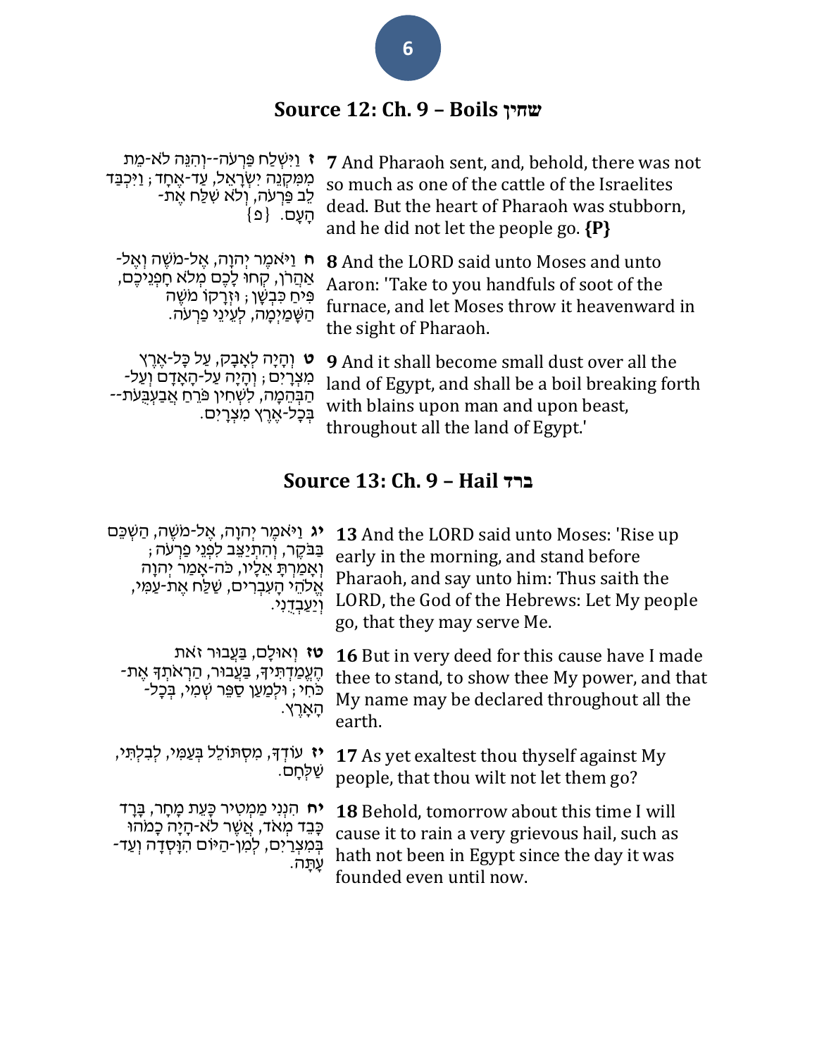## Source 12: Ch. 9 – Boils שחין

| | |
|---|---|
| **ז** וַיִּשְׁלַח פַּרְעֹה--וְהִנֵּה לֹא-מֵת מִמִּקְנֵה יִשְׂרָאֵל, עַד-אֶחָד; וַיִּכְבַּד לֵב פַּרְעֹה, וְלֹא שִׁלַּח אֶת-הָעָם. {פ} | **7** And Pharaoh sent, and, behold, there was not so much as one of the cattle of the Israelites dead. But the heart of Pharaoh was stubborn, and he did not let the people go. **{P}** |
| **ח** וַיֹּאמֶר יְהוָה, אֶל-מֹשֶׁה וְאֶל-אַהֲרֹן, קְחוּ לָכֶם מְלֹא חָפְנֵיכֶם, פִּיחַ כִּבְשָׁן; וּזְרָקוֹ מֹשֶׁה הַשָּׁמַיְמָה, לְעֵינֵי פַרְעֹה. | **8** And the LORD said unto Moses and unto Aaron: 'Take to you handfuls of soot of the furnace, and let Moses throw it heavenward in the sight of Pharaoh. |
| **ט** וְהָיָה לְאָבָק, עַל כָּל-אֶרֶץ מִצְרָיִם; וְהָיָה עַל-הָאָדָם וְעַל-הַבְּהֵמָה, לִשְׁחִין פֹּרֵחַ אֲבַעְבֻּעֹת--בְּכָל-אֶרֶץ מִצְרָיִם. | **9** And it shall become small dust over all the land of Egypt, and shall be a boil breaking forth with blains upon man and upon beast, throughout all the land of Egypt.' |

## Source 13: Ch. 9 – Hail ברד

| | |
|---|---|
| **יג** וַיֹּאמֶר יְהוָה, אֶל-מֹשֶׁה, הַשְׁכֵּם בַּבֹּקֶר, וְהִתְיַצֵּב לִפְנֵי פַרְעֹה; וְאָמַרְתָּ אֵלָיו, כֹּה-אָמַר יְהוָה אֱלֹהֵי הָעִבְרִים, שַׁלַּח אֶת-עַמִּי, וְיַעַבְדֻנִי. | **13** And the LORD said unto Moses: 'Rise up early in the morning, and stand before Pharaoh, and say unto him: Thus saith the LORD, the God of the Hebrews: Let My people go, that they may serve Me. |
| **טז** וְאוּלָם, בַּעֲבוּר זֹאת הֶעֱמַדְתִּיךָ, בַּעֲבוּר, הַרְאֹתְךָ אֶת-כֹּחִי; וּלְמַעַן סַפֵּר שְׁמִי, בְּכָל-הָאָרֶץ. | **16** But in very deed for this cause have I made thee to stand, to show thee My power, and that My name may be declared throughout all the earth. |
| **יז** עוֹדְךָ, מִסְתּוֹלֵל בְּעַמִּי, לְבִלְתִּי, שַׁלְּחָם. | **17** As yet exaltest thou thyself against My people, that thou wilt not let them go? |
| **יח** הִנְנִי מַמְטִיר כָּעֵת מָחָר, בָּרָד כָּבֵד מְאֹד, אֲשֶׁר לֹא-הָיָה כָמֹהוּ בְּמִצְרַיִם, לְמִן-הַיּוֹם הִוָּסְדָה וְעַד-עָתָּה. | **18** Behold, tomorrow about this time I will cause it to rain a very grievous hail, such as hath not been in Egypt since the day it was founded even until now. |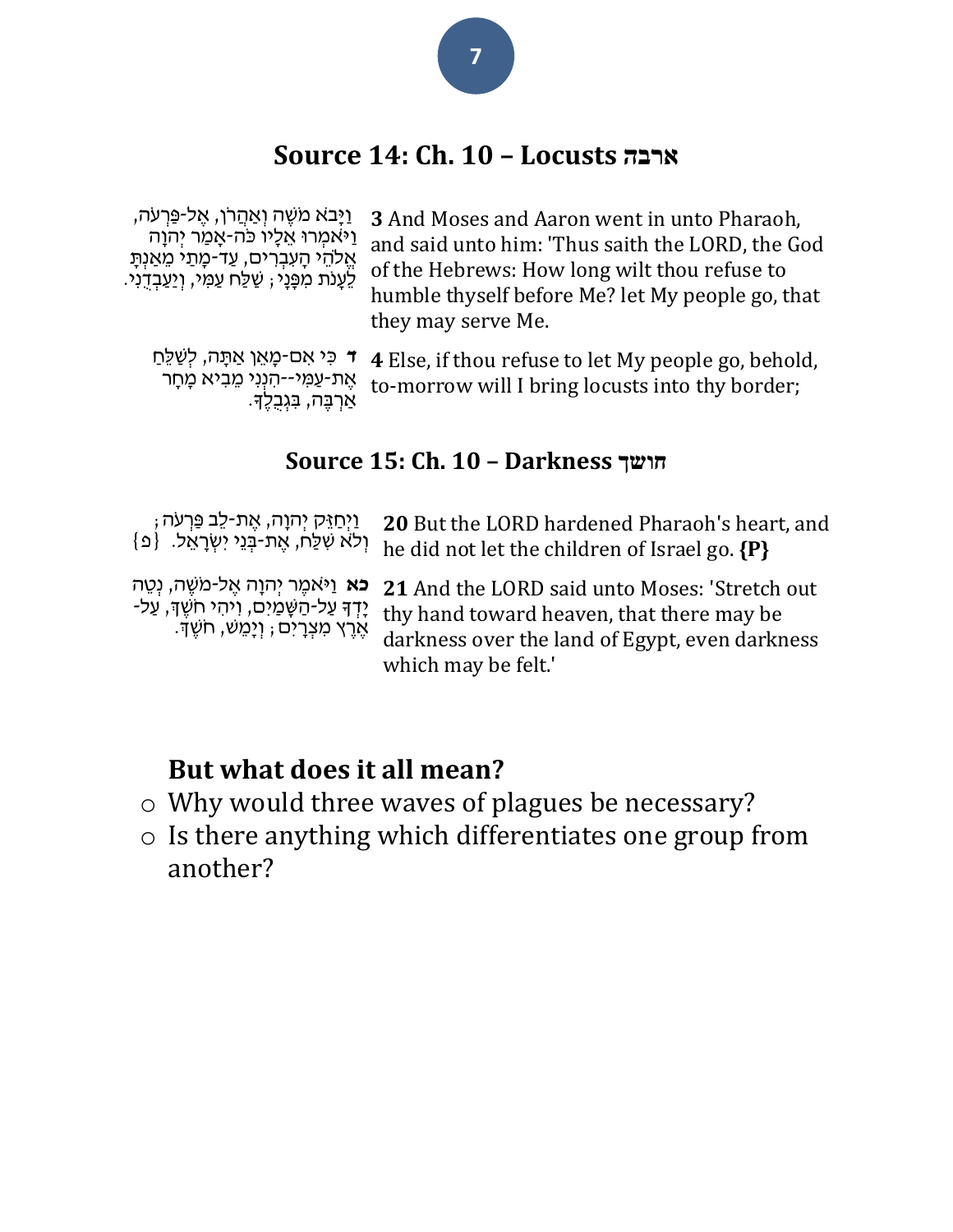## Source 14: Ch. 10 – Locusts ארבה

| | |
|---|---|
| וַיָּבֹא מֹשֶׁה וְאַהֲרֹן, אֶל-פַּרְעֹה, וַיֹּאמְרוּ אֵלָיו כֹּה-אָמַר יְהוָה אֱלֹהֵי הָעִבְרִים, עַד-מָתַי מֵאַנְתָּ לֵעָנֹת מִפָּנָי; שַׁלַּח עַמִּי, וְיַעַבְדֻנִי. | **3** And Moses and Aaron went in unto Pharaoh, and said unto him: 'Thus saith the LORD, the God of the Hebrews: How long wilt thou refuse to humble thyself before Me? let My people go, that they may serve Me. |
| **ד** כִּי אִם-מָאֵן אַתָּה, לְשַׁלֵּחַ אֶת-עַמִּי--הִנְנִי מֵבִיא מָחָר אַרְבֶּה, בִּגְבֻלֶךָ. | **4** Else, if thou refuse to let My people go, behold, to-morrow will I bring locusts into thy border; |

## Source 15: Ch. 10 – Darkness חושך

| | |
|---|---|
| וַיְחַזֵּק יְהוָה, אֶת-לֵב פַּרְעֹה; וְלֹא שִׁלַּח, אֶת-בְּנֵי יִשְׂרָאֵל. {פ} | **20** But the LORD hardened Pharaoh's heart, and he did not let the children of Israel go. **{P}** |
| **כא** וַיֹּאמֶר יְהוָה אֶל-מֹשֶׁה, נְטֵה יָדְךָ עַל-הַשָּׁמַיִם, וִיהִי חֹשֶׁךְ, עַל-אֶרֶץ מִצְרָיִם; וְיָמֵשׁ, חֹשֶׁךְ. | **21** And the LORD said unto Moses: 'Stretch out thy hand toward heaven, that there may be darkness over the land of Egypt, even darkness which may be felt.' |

### But what does it all mean?

- Why would three waves of plagues be necessary?
- Is there anything which differentiates one group from another?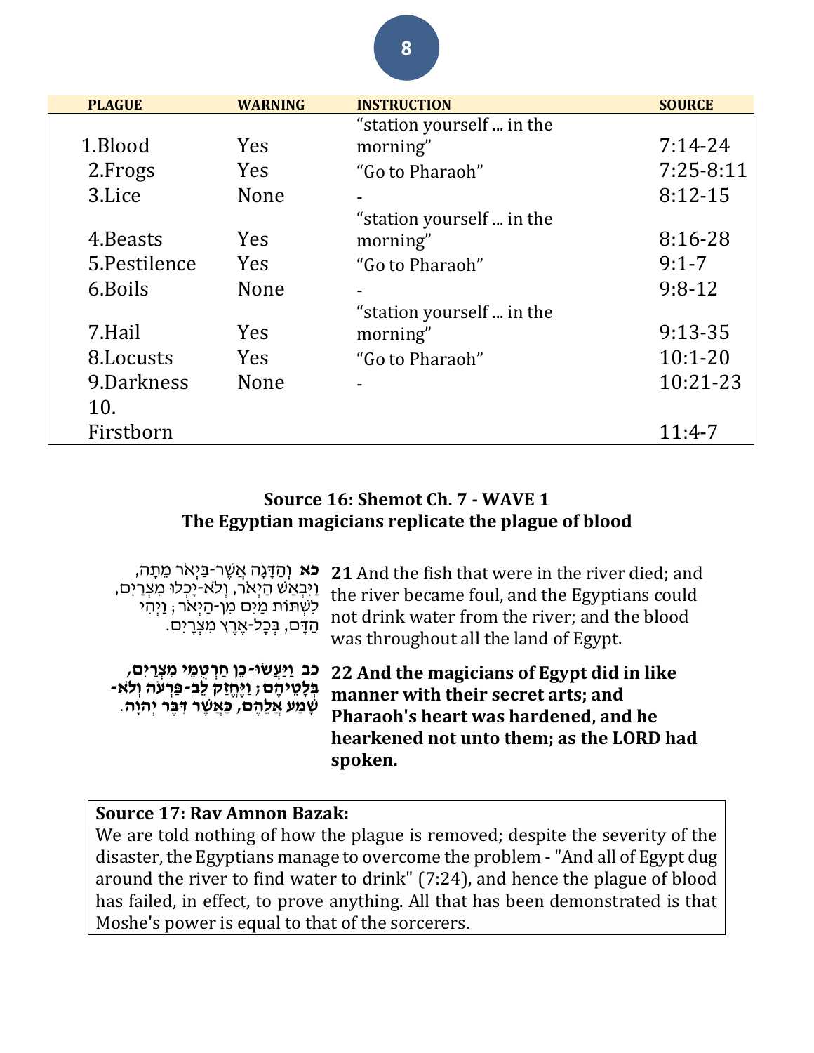| PLAGUE | WARNING | INSTRUCTION | SOURCE |
|---|---|---|---|
| 1.Blood | Yes | "station yourself ... in the morning" | 7:14-24 |
| 2.Frogs | Yes | "Go to Pharaoh" | 7:25-8:11 |
| 3.Lice | None | - | 8:12-15 |
| 4.Beasts | Yes | "station yourself ... in the morning" | 8:16-28 |
| 5.Pestilence | Yes | "Go to Pharaoh" | 9:1-7 |
| 6.Boils | None | - | 9:8-12 |
| 7.Hail | Yes | "station yourself ... in the morning" | 9:13-35 |
| 8.Locusts | Yes | "Go to Pharaoh" | 10:1-20 |
| 9.Darkness | None | - | 10:21-23 |
| 10. Firstborn | | | 11:4-7 |

**Source 16: Shemot Ch. 7 - WAVE 1**
**The Egyptian magicians replicate the plague of blood**

**כא** וְהַדָּגָה אֲשֶׁר-בַּיְאֹר מֵתָה, וַיִּבְאַשׁ הַיְאֹר, וְלֹא-יָכְלוּ מִצְרַיִם, לִשְׁתּוֹת מַיִם מִן-הַיְאֹר; וַיְהִי הַדָּם, בְּכָל-אֶרֶץ מִצְרָיִם.

**21** And the fish that were in the river died; and the river became foul, and the Egyptians could not drink water from the river; and the blood was throughout all the land of Egypt.

**כב וַיַּעֲשׂוּ-כֵן חַרְטֻמֵּי מִצְרַיִם, בְּלָטֵיהֶם; וַיֶּחֱזַק לֵב-פַּרְעֹה וְלֹא-שָׁמַע אֲלֵהֶם, כַּאֲשֶׁר דִּבֶּר יְהוָה.**

**22 And the magicians of Egypt did in like manner with their secret arts; and Pharaoh's heart was hardened, and he hearkened not unto them; as the LORD had spoken.**

**Source 17: Rav Amnon Bazak:**
We are told nothing of how the plague is removed; despite the severity of the disaster, the Egyptians manage to overcome the problem - "And all of Egypt dug around the river to find water to drink" (7:24), and hence the plague of blood has failed, in effect, to prove anything. All that has been demonstrated is that Moshe's power is equal to that of the sorcerers.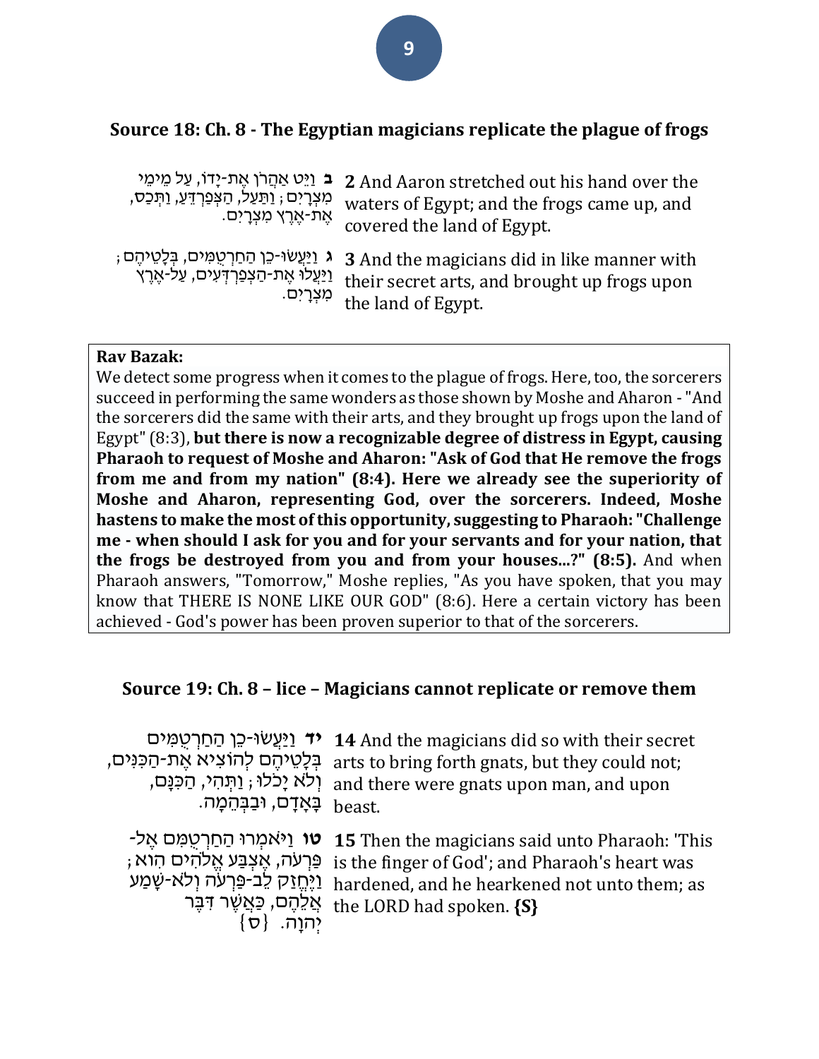## Source 18: Ch. 8 - The Egyptian magicians replicate the plague of frogs

| | |
|---|---|
| **ב** וַיֵּט אַהֲרֹן אֶת-יָדוֹ, עַל מֵימֵי מִצְרָיִם; וַתַּעַל, הַצְּפַרְדֵּעַ, וַתְּכַס, אֶת-אֶרֶץ מִצְרָיִם. | **2** And Aaron stretched out his hand over the waters of Egypt; and the frogs came up, and covered the land of Egypt. |
| **ג** וַיַּעֲשׂוּ-כֵן הַחַרְטֻמִּים, בְּלָטֵיהֶם; וַיַּעֲלוּ אֶת-הַצְפַרְדְּעִים, עַל-אֶרֶץ מִצְרָיִם. | **3** And the magicians did in like manner with their secret arts, and brought up frogs upon the land of Egypt. |

**Rav Bazak:**

We detect some progress when it comes to the plague of frogs. Here, too, the sorcerers succeed in performing the same wonders as those shown by Moshe and Aharon - "And the sorcerers did the same with their arts, and they brought up frogs upon the land of Egypt" (8:3), **but there is now a recognizable degree of distress in Egypt, causing Pharaoh to request of Moshe and Aharon: "Ask of God that He remove the frogs from me and from my nation" (8:4). Here we already see the superiority of Moshe and Aharon, representing God, over the sorcerers. Indeed, Moshe hastens to make the most of this opportunity, suggesting to Pharaoh: "Challenge me - when should I ask for you and for your servants and for your nation, that the frogs be destroyed from you and from your houses...?" (8:5).** And when Pharaoh answers, "Tomorrow," Moshe replies, "As you have spoken, that you may know that THERE IS NONE LIKE OUR GOD" (8:6). Here a certain victory has been achieved - God's power has been proven superior to that of the sorcerers.

## Source 19: Ch. 8 – lice – Magicians cannot replicate or remove them

| | |
|---|---|
| **יד** וַיַּעֲשׂוּ-כֵן הַחַרְטֻמִּים בְּלָטֵיהֶם לְהוֹצִיא אֶת-הַכִּנִּים, וְלֹא יָכֹלוּ; וַתְּהִי, הַכִּנָּם, בָּאָדָם, וּבַבְּהֵמָה. | **14** And the magicians did so with their secret arts to bring forth gnats, but they could not; and there were gnats upon man, and upon beast. |
| **טו** וַיֹּאמְרוּ הַחַרְטֻמִּם אֶל-פַּרְעֹה, אֶצְבַּע אֱלֹהִים הִוא; וַיֶּחֱזַק לֵב-פַּרְעֹה וְלֹא-שָׁמַע אֲלֵהֶם, כַּאֲשֶׁר דִּבֶּר יְהוָה. {ס} | **15** Then the magicians said unto Pharaoh: 'This is the finger of God'; and Pharaoh's heart was hardened, and he hearkened not unto them; as the LORD had spoken. **{S}** |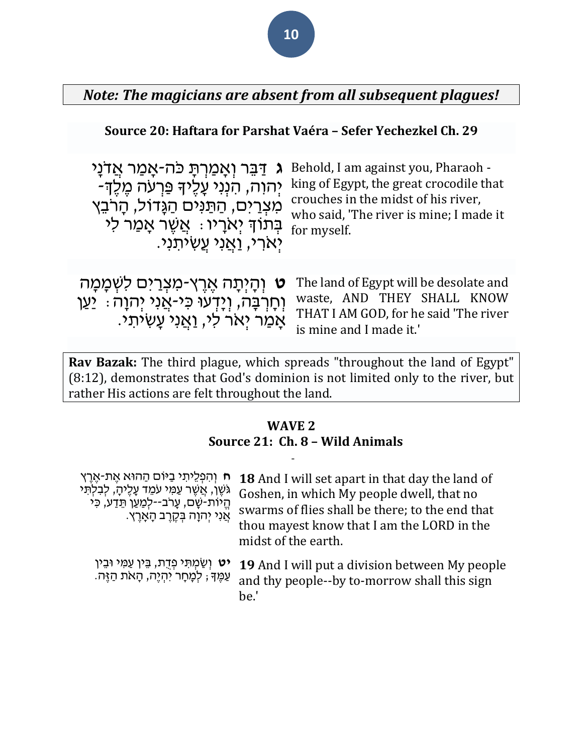*Note: The magicians are absent from all subsequent plagues!*

**Source 20: Haftara for Parshat Vaéra – Sefer Yechezkel Ch. 29**

| | |
|---|---|
| **ג** דַּבֵּר וְאָמַרְתָּ כֹּה-אָמַר אֲדֹנָי יְהוִה, הִנְנִי עָלֶיךָ פַּרְעֹה מֶלֶךְ-מִצְרַיִם, הַתַּנִּים הַגָּדוֹל, הָרֹבֵץ בְּתוֹךְ יְאֹרָיו: אֲשֶׁר אָמַר לִי יְאֹרִי, וַאֲנִי עֲשִׂיתִנִי. | Behold, I am against you, Pharaoh - king of Egypt, the great crocodile that crouches in the midst of his river, who said, 'The river is mine; I made it for myself. |
| **ט** וְהָיְתָה אֶרֶץ-מִצְרַיִם לִשְׁמָמָה וְחָרְבָּה, וְיָדְעוּ כִּי-אֲנִי יְהוָה: יַעַן אָמַר יְאֹר לִי, וַאֲנִי עָשִׂיתִי. | The land of Egypt will be desolate and waste, AND THEY SHALL KNOW THAT I AM GOD, for he said 'The river is mine and I made it.' |

**Rav Bazak:** The third plague, which spreads "throughout the land of Egypt" (8:12), demonstrates that God's dominion is not limited only to the river, but rather His actions are felt throughout the land.

**WAVE 2**
**Source 21: Ch. 8 – Wild Animals**

| | |
|---|---|
| **יח** וְהִפְלֵיתִי בַיּוֹם הַהוּא אֶת-אֶרֶץ גֹּשֶׁן, אֲשֶׁר עַמִּי עֹמֵד עָלֶיהָ, לְבִלְתִּי הֱיוֹת-שָׁם, עָרֹב--לְמַעַן תֵּדַע, כִּי אֲנִי יְהוָה בְּקֶרֶב הָאָרֶץ. | **18** And I will set apart in that day the land of Goshen, in which My people dwell, that no swarms of flies shall be there; to the end that thou mayest know that I am the LORD in the midst of the earth. |
| **יט** וְשַׂמְתִּי פְדֻת, בֵּין עַמִּי וּבֵין עַמֶּךָ; לְמָחָר יִהְיֶה, הָאֹת הַזֶּה. | **19** And I will put a division between My people and thy people--by to-morrow shall this sign be.' |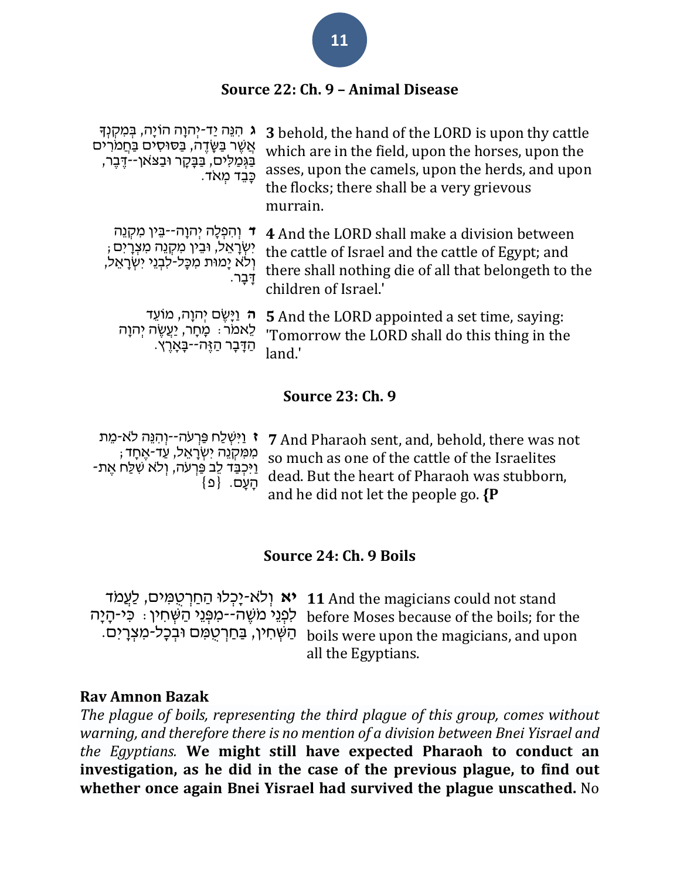### Source 22: Ch. 9 – Animal Disease

| | |
|---|---|
| **ג** הִנֵּה יַד-יְהוָה הוֹיָה, בְּמִקְנְךָ אֲשֶׁר בַּשָּׂדֶה, בַּסּוּסִים בַּחֲמֹרִים בַּגְּמַלִּים, בַּבָּקָר וּבַצֹּאן--דֶּבֶר, כָּבֵד מְאֹד. | **3** behold, the hand of the LORD is upon thy cattle which are in the field, upon the horses, upon the asses, upon the camels, upon the herds, and upon the flocks; there shall be a very grievous murrain. |
| **ד** וְהִפְלָה יְהוָה--בֵּין מִקְנֵה יִשְׂרָאֵל, וּבֵין מִקְנֵה מִצְרָיִם; וְלֹא יָמוּת מִכָּל-לִבְנֵי יִשְׂרָאֵל, דָּבָר. | **4** And the LORD shall make a division between the cattle of Israel and the cattle of Egypt; and there shall nothing die of all that belongeth to the children of Israel.' |
| **ה** וַיָּשֶׂם יְהוָה, מוֹעֵד לֵאמֹר: מָחָר, יַעֲשֶׂה יְהוָה הַדָּבָר הַזֶּה--בָּאָרֶץ. | **5** And the LORD appointed a set time, saying: 'Tomorrow the LORD shall do this thing in the land.' |

### Source 23: Ch. 9

| | |
|---|---|
| **ז** וַיִּשְׁלַח פַּרְעֹה--וְהִנֵּה לֹא-מֵת מִמִּקְנֵה יִשְׂרָאֵל, עַד-אֶחָד; וַיִּכְבַּד לֵב פַּרְעֹה, וְלֹא שִׁלַּח אֶת-הָעָם. {פ} | **7** And Pharaoh sent, and, behold, there was not so much as one of the cattle of the Israelites dead. But the heart of Pharaoh was stubborn, and he did not let the people go. **{P** |

### Source 24: Ch. 9 Boils

| | |
|---|---|
| **יא** וְלֹא-יָכְלוּ הַחַרְטֻמִּים, לַעֲמֹד לִפְנֵי מֹשֶׁה--מִפְּנֵי הַשְּׁחִין: כִּי-הָיָה הַשְּׁחִין, בַּחַרְטֻמִּם וּבְכָל-מִצְרָיִם. | **11** And the magicians could not stand before Moses because of the boils; for the boils were upon the magicians, and upon all the Egyptians. |

**Rav Amnon Bazak**

*The plague of boils, representing the third plague of this group, comes without warning, and therefore there is no mention of a division between Bnei Yisrael and the Egyptians.* **We might still have expected Pharaoh to conduct an investigation, as he did in the case of the previous plague, to find out whether once again Bnei Yisrael had survived the plague unscathed.** No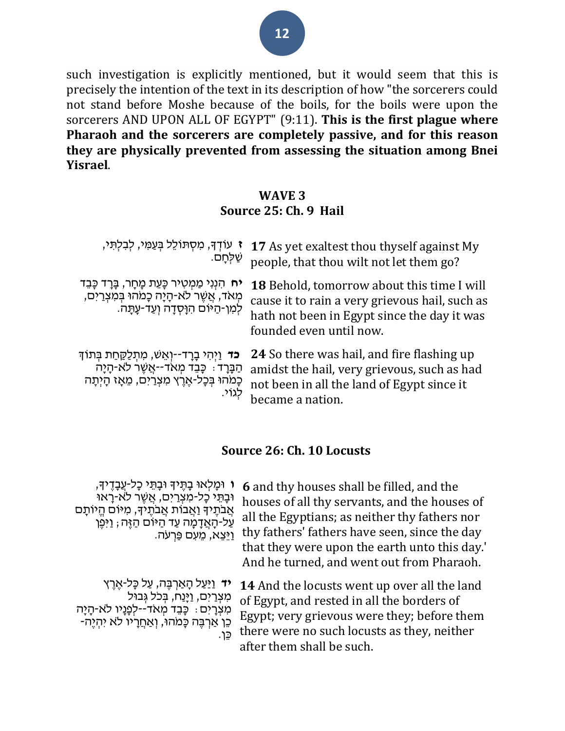such investigation is explicitly mentioned, but it would seem that this is precisely the intention of the text in its description of how "the sorcerers could not stand before Moshe because of the boils, for the boils were upon the sorcerers AND UPON ALL OF EGYPT" (9:11). **This is the first plague where Pharaoh and the sorcerers are completely passive, and for this reason they are physically prevented from assessing the situation among Bnei Yisrael**.

**WAVE 3**
**Source 25: Ch. 9 Hail**

| | |
|---|---|
| **יז** עוֹדְךָ, מִסְתּוֹלֵל בְּעַמִּי, לְבִלְתִּי, שַׁלְּחָם. | **17** As yet exaltest thou thyself against My people, that thou wilt not let them go? |
| **יח** הִנְנִי מַמְטִיר כָּעֵת מָחָר, בָּרָד כָּבֵד מְאֹד, אֲשֶׁר לֹא-הָיָה כָמֹהוּ בְּמִצְרַיִם, לְמִן-הַיּוֹם הִוָּסְדָה וְעַד-עָתָּה. | **18** Behold, tomorrow about this time I will cause it to rain a very grievous hail, such as hath not been in Egypt since the day it was founded even until now. |
| **כד** וַיְהִי בָרָד--וְאֵשׁ, מִתְלַקַּחַת בְּתוֹךְ הַבָּרָד: כָּבֵד מְאֹד--אֲשֶׁר לֹא-הָיָה כָמֹהוּ בְּכָל-אֶרֶץ מִצְרַיִם, מֵאָז הָיְתָה לְגוֹי. | **24** So there was hail, and fire flashing up amidst the hail, very grievous, such as had not been in all the land of Egypt since it became a nation. |

**Source 26: Ch. 10 Locusts**

| | |
|---|---|
| **ו** וּמָלְאוּ בָתֶּיךָ וּבָתֵּי כָל-עֲבָדֶיךָ, וּבָתֵּי כָל-מִצְרַיִם, אֲשֶׁר לֹא-רָאוּ אֲבֹתֶיךָ וַאֲבוֹת אֲבֹתֶיךָ, מִיּוֹם הֱיוֹתָם עַל-הָאֲדָמָה עַד הַיּוֹם הַזֶּה; וַיִּפֶן וַיֵּצֵא, מֵעִם פַּרְעֹה. | **6** and thy houses shall be filled, and the houses of all thy servants, and the houses of all the Egyptians; as neither thy fathers nor thy fathers' fathers have seen, since the day that they were upon the earth unto this day.' And he turned, and went out from Pharaoh. |
| **יד** וַיַּעַל הָאַרְבֶּה, עַל כָּל-אֶרֶץ מִצְרַיִם, וַיָּנַח, בְּכֹל גְּבוּל מִצְרָיִם: כָּבֵד מְאֹד--לְפָנָיו לֹא-הָיָה כֵן אַרְבֶּה כָּמֹהוּ, וְאַחֲרָיו לֹא יִהְיֶה-כֵּן. | **14** And the locusts went up over all the land of Egypt, and rested in all the borders of Egypt; very grievous were they; before them there were no such locusts as they, neither after them shall be such. |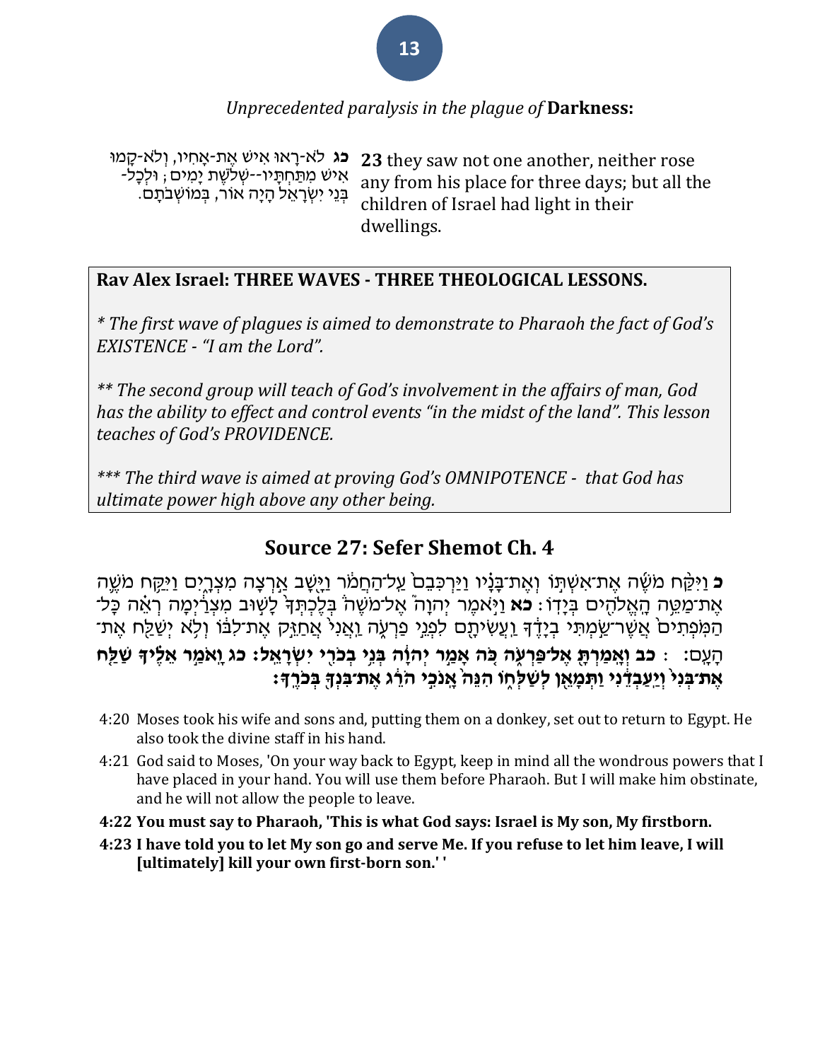*Unprecedented paralysis in the plague of* **Darkness:**

**כג** לֹא-רָאוּ אִישׁ אֶת-אָחִיו, וְלֹא-קָמוּ אִישׁ מִתַּחְתָּיו--שְׁלֹשֶׁת יָמִים; וּלְכָל-בְּנֵי יִשְׂרָאֵל הָיָה אוֹר, בְּמוֹשְׁבֹתָם.

**23** they saw not one another, neither rose any from his place for three days; but all the children of Israel had light in their dwellings.

**Rav Alex Israel: THREE WAVES - THREE THEOLOGICAL LESSONS.**

*\* The first wave of plagues is aimed to demonstrate to Pharaoh the fact of God's EXISTENCE - "I am the Lord".*

*\*\* The second group will teach of God's involvement in the affairs of man, God has the ability to effect and control events "in the midst of the land". This lesson teaches of God's PROVIDENCE.*

*\*\*\* The third wave is aimed at proving God's OMNIPOTENCE - that God has ultimate power high above any other being.*

## Source 27: Sefer Shemot Ch. 4

**כ** וַיִּקַּח מֹשֶׁה אֶת־אִשְׁתּוֹ וְאֶת־בָּנָיו וַיַּרְכִּבֵם֙ עַל־הַחֲמֹ֔ר וַיָּ֖שָׁב אַ֣רְצָה מִצְרָ֑יִם וַיִּקַּ֥ח מֹשֶׁ֛ה אֶת־מַטֵּ֥ה הָאֱלֹהִ֖ים בְּיָדֽוֹ׃ **כא** וַיֹּ֣אמֶר יְהוָה֮ אֶל־מֹשֶׁה֒ בְּלֶכְתְּךָ֙ לָשׁ֣וּב מִצְרַ֔יְמָה רְאֵ֗ה כָּל־הַמֹּֽפְתִים֙ אֲשֶׁר־שַׂ֣מְתִּי בְיָדֶ֔ךָ וַעֲשִׂיתָ֖ם לִפְנֵ֣י פַרְעֹ֑ה וַאֲנִי֙ אֲחַזֵּ֣ק אֶת־לִבּ֔וֹ וְלֹ֥א יְשַׁלַּ֖ח אֶת־הָעָֽם׃ **כב וְאָמַרְתָּ֖ אֶל־פַּרְעֹ֑ה כֹּ֚ה אָמַ֣ר יְהוָ֔ה בְּנִ֥י בְכֹרִ֖י יִשְׂרָאֵֽל׃ כג וָאֹמַ֣ר אֵלֶ֗יךָ שַׁלַּ֤ח אֶת־בְּנִי֙ וְיַֽעַבְדֵ֔נִי וַתְּמָאֵ֖ן לְשַׁלְּח֑וֹ הִנֵּה֙ אָנֹכִ֣י הֹרֵ֔ג אֶת־בִּנְךָ֖ בְּכֹרֶֽךָ׃**

4:20 Moses took his wife and sons and, putting them on a donkey, set out to return to Egypt. He also took the divine staff in his hand.

4:21 God said to Moses, 'On your way back to Egypt, keep in mind all the wondrous powers that I have placed in your hand. You will use them before Pharaoh. But I will make him obstinate, and he will not allow the people to leave.

**4:22 You must say to Pharaoh, 'This is what God says: Israel is My son, My firstborn.**

**4:23 I have told you to let My son go and serve Me. If you refuse to let him leave, I will [ultimately] kill your own first-born son.' '**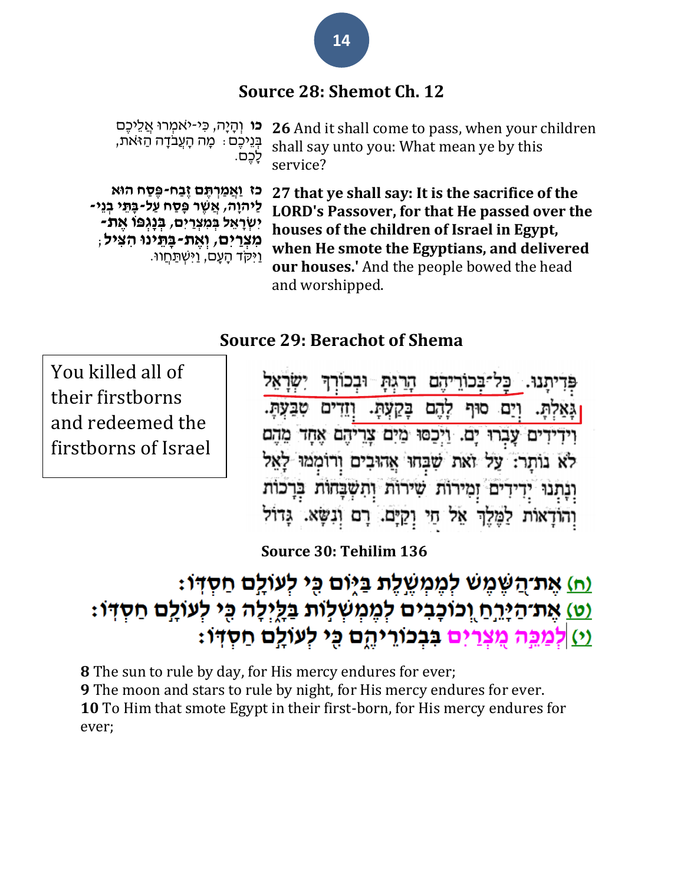## Source 28: Shemot Ch. 12

כו וְהָיָה, כִּי-יֹאמְרוּ אֲלֵיכֶם בְּנֵיכֶם: מָה הָעֲבֹדָה הַזֹּאת, לָכֶם.

**26** And it shall come to pass, when your children shall say unto you: What mean ye by this service?

**כז וַאֲמַרְתֶּם זֶבַח-פֶּסַח הוּא לַיהוָה, אֲשֶׁר פָּסַח עַל-בָּתֵּי בְנֵי-יִשְׂרָאֵל בְּמִצְרַיִם, בְּנָגְפּוֹ אֶת-מִצְרַיִם, וְאֶת-בָּתֵּינוּ הִצִּיל;** וַיִּקֹּד הָעָם, וַיִּשְׁתַּחֲווּ.

**27 that ye shall say: It is the sacrifice of the LORD's Passover, for that He passed over the houses of the children of Israel in Egypt, when He smote the Egyptians, and delivered our houses.'** And the people bowed the head and worshipped.

## Source 29: Berachot of Shema

פְּדִיתָנוּ. כָּל־בְּכוֹרֵיהֶם הָרַגְתָּ וּבְכוֹרְךָ יִשְׂרָאֵל גָּאָלְתָּ. וְיַם סוּף לָהֶם בָּקַעְתָּ. וְזֵדִים טִבַּעְתָּ. וִידִידִים עָבְרוּ יָם. וַיְכַסּוּ מַיִם צָרֵיהֶם אֶחָד מֵהֶם לֹא נוֹתָר: עַל זֹאת שִׁבְּחוּ אֲהוּבִים וְרוֹמְמוּ לָאֵל וְנָתְנוּ יְדִידִים זְמִירוֹת שִׁירוֹת וְתִשְׁבָּחוֹת בְּרָכוֹת וְהוֹדָאוֹת לַמֶּלֶךְ אֵל חַי וְקַיָּם. רָם וְנִשָּׂא. גָּדוֹל

You killed all of their firstborns and redeemed the firstborns of Israel

## Source 30: Tehilim 136

(ח) אֶת־הַשֶּׁמֶשׁ לְמֶמְשֶׁלֶת בַּיּוֹם כִּי לְעוֹלָם חַסְדּוֹ:
(ט) אֶת־הַיָּרֵחַ וְכוֹכָבִים לְמֶמְשְׁלוֹת בַּלָּיְלָה כִּי לְעוֹלָם חַסְדּוֹ:
(י) לְמַכֵּה מִצְרַיִם בִּבְכוֹרֵיהֶם כִּי לְעוֹלָם חַסְדּוֹ:

**8** The sun to rule by day, for His mercy endures for ever;
**9** The moon and stars to rule by night, for His mercy endures for ever.
**10** To Him that smote Egypt in their first-born, for His mercy endures for ever;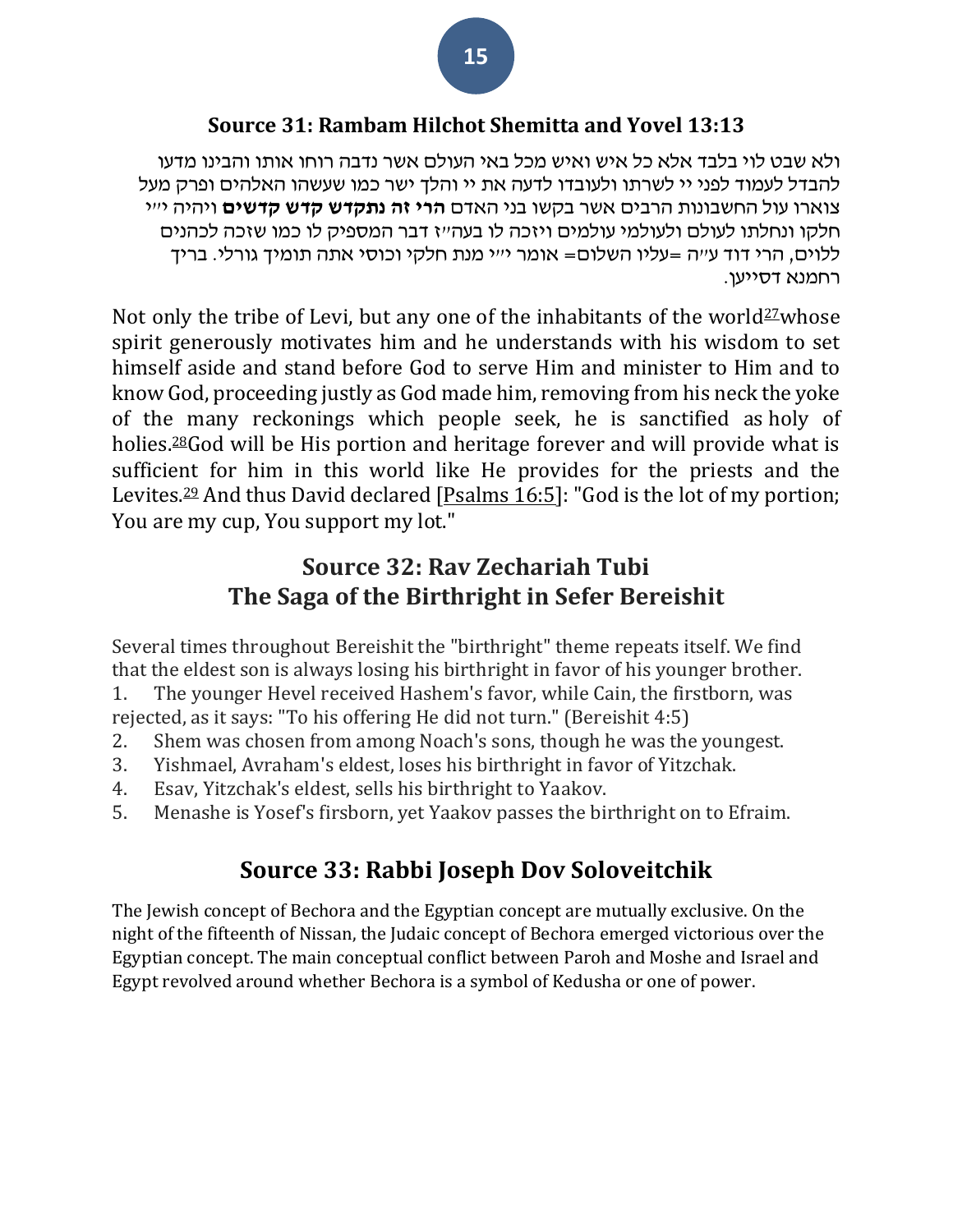## Source 31: Rambam Hilchot Shemitta and Yovel 13:13

ולא שבט לוי בלבד אלא כל איש ואיש מכל באי העולם אשר נדבה רוחו אותו והבינו מדעו להבדל לעמוד לפני יי לשרתו ולעובדו לדעה את יי והלך ישר כמו שעשהו האלהים ופרק מעל צוארו עול החשבונות הרבים אשר בקשו בני האדם **הרי זה נתקדש קדש קדשים** ויהיה יי׳׳ חלקו ונחלתו לעולם ולעולמי עולמים ויזכה לו בעה״ז דבר המספיק לו כמו שזכה לכהנים ללוים, הרי דוד ע״ה =עליו השלום= אומר יי׳׳ מנת חלקי וכוסי אתה תומיך גורלי. בריך רחמנא דסייען.

Not only the tribe of Levi, but any one of the inhabitants of the world[27]whose spirit generously motivates him and he understands with his wisdom to set himself aside and stand before God to serve Him and minister to Him and to know God, proceeding justly as God made him, removing from his neck the yoke of the many reckonings which people seek, he is sanctified as holy of holies.[28]God will be His portion and heritage forever and will provide what is sufficient for him in this world like He provides for the priests and the Levites.[29] And thus David declared [Psalms 16:5]: "God is the lot of my portion; You are my cup, You support my lot."

## Source 32: Rav Zechariah Tubi
## The Saga of the Birthright in Sefer Bereishit

Several times throughout Bereishit the "birthright" theme repeats itself. We find that the eldest son is always losing his birthright in favor of his younger brother.

1. The younger Hevel received Hashem's favor, while Cain, the firstborn, was rejected, as it says: "To his offering He did not turn." (Bereishit 4:5)
2. Shem was chosen from among Noach's sons, though he was the youngest.
3. Yishmael, Avraham's eldest, loses his birthright in favor of Yitzchak.
4. Esav, Yitzchak's eldest, sells his birthright to Yaakov.
5. Menashe is Yosef's firsborn, yet Yaakov passes the birthright on to Efraim.

## Source 33: Rabbi Joseph Dov Soloveitchik

The Jewish concept of Bechora and the Egyptian concept are mutually exclusive. On the night of the fifteenth of Nissan, the Judaic concept of Bechora emerged victorious over the Egyptian concept. The main conceptual conflict between Paroh and Moshe and Israel and Egypt revolved around whether Bechora is a symbol of Kedusha or one of power.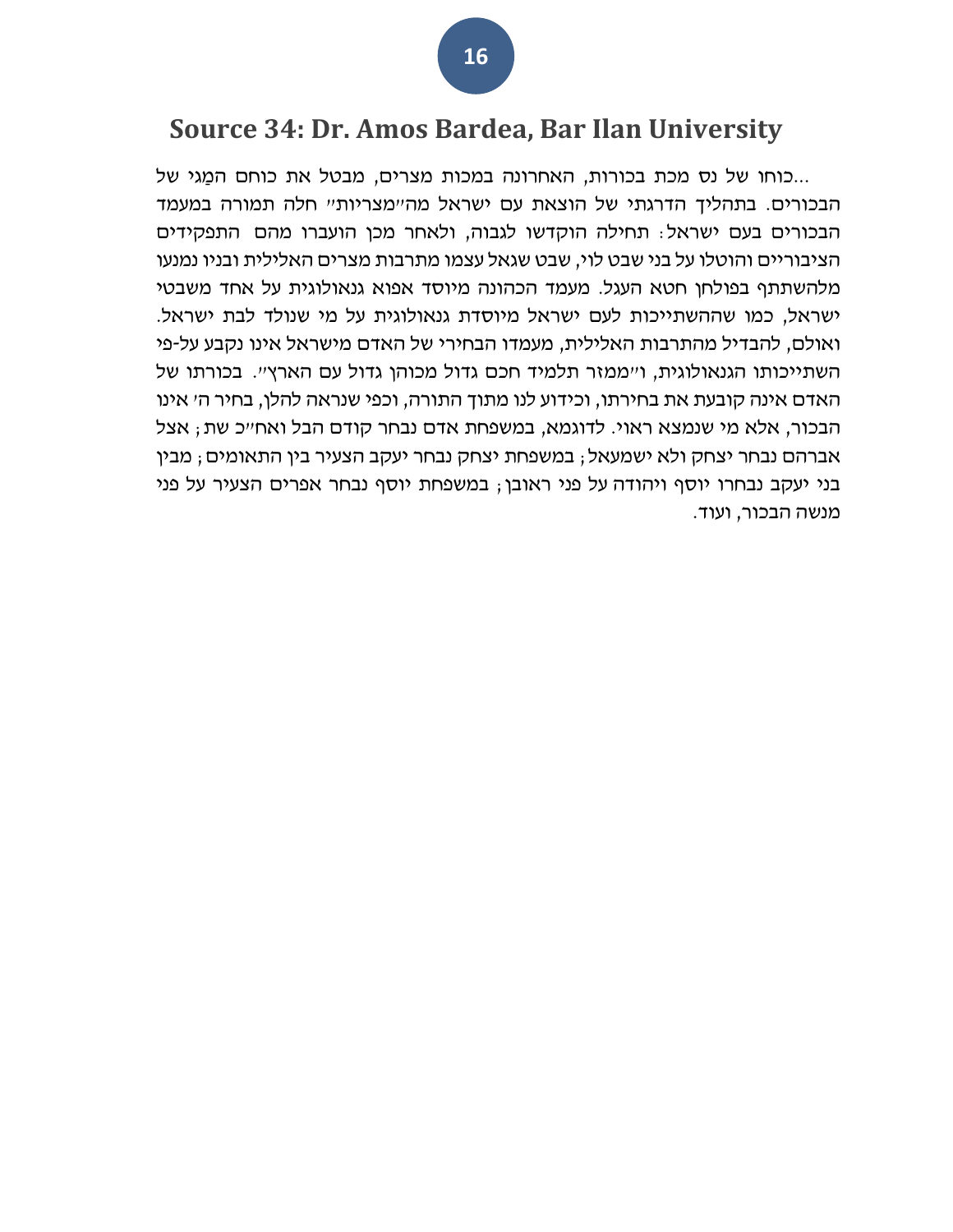## Source 34: Dr. Amos Bardea, Bar Ilan University

...כוחו של נס מכת בכורות, האחרונה במכות מצרים, מבטל את כוחם המַגי של הבכורים. בתהליך הדרגתי של הוצאת עם ישראל מה"מצריות" חלה תמורה במעמד הבכורים בעם ישראל: תחילה הוקדשו לגבוה, ולאחר מכן הועברו מהם התפקידים הציבוריים והוטלו על בני שבט לוי, שבט שגאל עצמו מתרבות מצרים האלילית ובניו נמנעו מלהשתתף בפולחן חטא העגל. מעמד הכהונה מיוסד אפוא גנאולוגית על אחד משבטי ישראל, כמו שההשתייכות לעם ישראל מיוסדת גנאולוגית על מי שנולד לבת ישראל. ואולם, להבדיל מהתרבות האלילית, מעמדו הבחירי של האדם מישראל אינו נקבע על-פי השתייכותו הגנאולוגית, ו"ממזר תלמיד חכם גדול מכוהן גדול עם הארץ". בכורתו של האדם אינה קובעת את בחירתו, וכידוע לנו מתוך התורה, וכפי שנראה להלן, בחיר ה' אינו הבכור, אלא מי שנמצא ראוי. לדוגמא, במשפחת אדם נבחר קודם הבל ואח"כ שת; אצל אברהם נבחר יצחק ולא ישמעאל; במשפחת יצחק נבחר יעקב הצעיר בין התאומים; מבין בני יעקב נבחרו יוסף ויהודה על פני ראובן; במשפחת יוסף נבחר אפרים הצעיר על פני מנשה הבכור, ועוד.